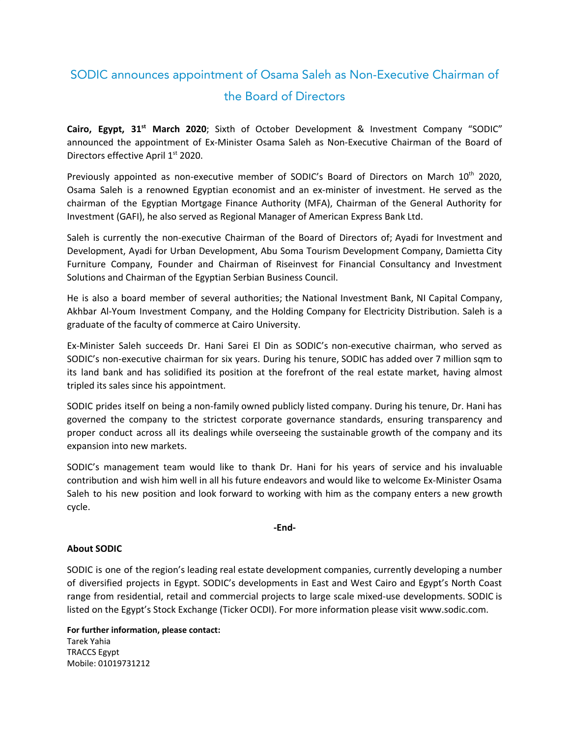# SODIC announces appointment of Osama Saleh as Non-Executive Chairman of the Board of Directors

**Cairo, Egypt, 31st March 2020**; Sixth of October Development & Investment Company "SODIC" announced the appointment of Ex-Minister Osama Saleh as Non-Executive Chairman of the Board of Directors effective April 1st 2020.

Previously appointed as non-executive member of SODIC's Board of Directors on March 10th 2020, Osama Saleh is a renowned Egyptian economist and an ex-minister of investment. He served as the chairman of the Egyptian Mortgage Finance Authority (MFA), Chairman of the General Authority for Investment (GAFI), he also served as Regional Manager of American Express Bank Ltd.

Saleh is currently the non-executive Chairman of the Board of Directors of; Ayadi for Investment and Development, Ayadi for Urban Development, Abu Soma Tourism Development Company, Damietta City Furniture Company, Founder and Chairman of Riseinvest for Financial Consultancy and Investment Solutions and Chairman of the Egyptian Serbian Business Council.

He is also a board member of several authorities; the National Investment Bank, NI Capital Company, Akhbar Al-Youm Investment Company, and the Holding Company for Electricity Distribution. Saleh is a graduate of the faculty of commerce at Cairo University.

Ex-Minister Saleh succeeds Dr. Hani Sarei El Din as SODIC's non-executive chairman, who served as SODIC's non-executive chairman for six years. During his tenure, SODIC has added over 7 million sqm to its land bank and has solidified its position at the forefront of the real estate market, having almost tripled its sales since his appointment.

SODIC prides itself on being a non-family owned publicly listed company. During his tenure, Dr. Hani has governed the company to the strictest corporate governance standards, ensuring transparency and proper conduct across all its dealings while overseeing the sustainable growth of the company and its expansion into new markets.

SODIC's management team would like to thank Dr. Hani for his years of service and his invaluable contribution and wish him well in all his future endeavors and would like to welcome Ex-Minister Osama Saleh to his new position and look forward to working with him as the company enters a new growth cycle.

**-End-**

**About SODIC**

SODIC is one of the region's leading real estate development companies, currently developing a number of diversified projects in Egypt. SODIC's developments in East and West Cairo and Egypt's North Coast range from residential, retail and commercial projects to large scale mixed-use developments. SODIC is listed on the Egypt's Stock Exchange (Ticker OCDI). For more information please visit www.sodic.com.

**For further information, please contact:**
Tarek Yahia
TRACCS Egypt
Mobile: 01019731212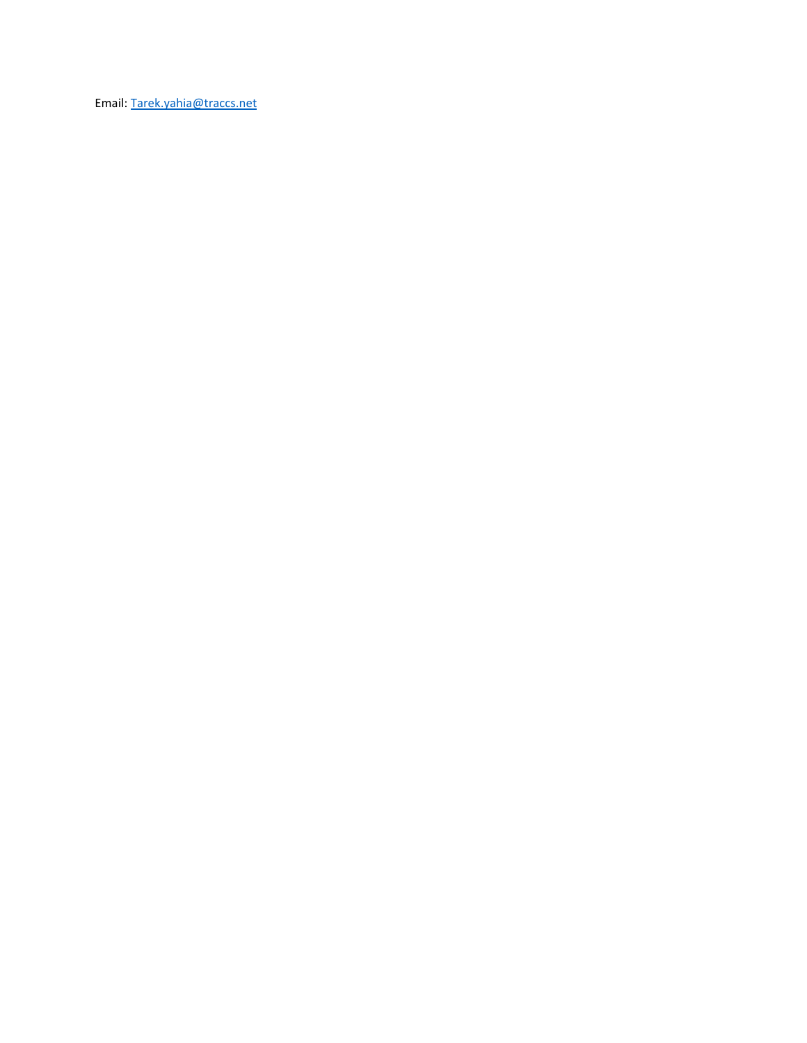Email: Tarek.yahia@traccs.net